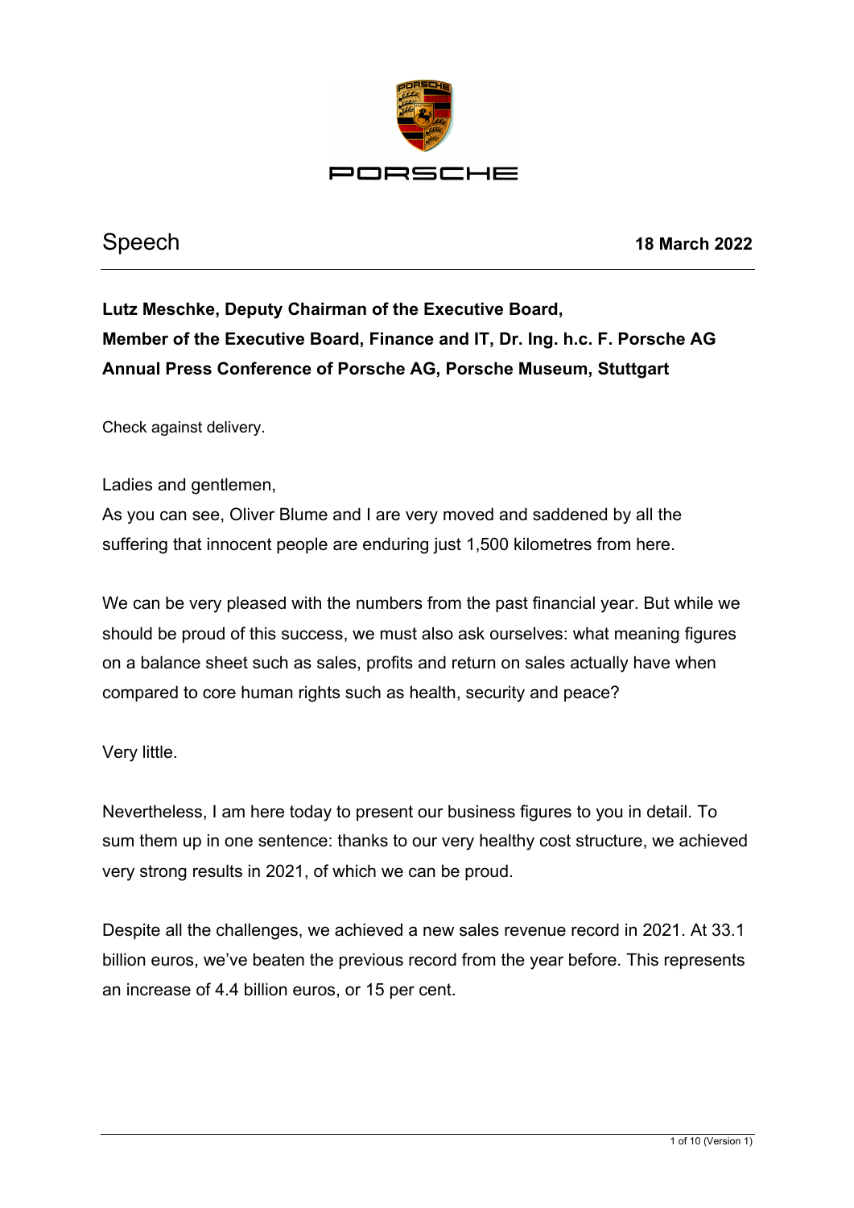# Speech

**18 March 2022**

**Lutz Meschke, Deputy Chairman of the Executive Board, Member of the Executive Board, Finance and IT, Dr. Ing. h.c. F. Porsche AG Annual Press Conference of Porsche AG, Porsche Museum, Stuttgart**

Check against delivery.

Ladies and gentlemen,
As you can see, Oliver Blume and I are very moved and saddened by all the suffering that innocent people are enduring just 1,500 kilometres from here.

We can be very pleased with the numbers from the past financial year. But while we should be proud of this success, we must also ask ourselves: what meaning figures on a balance sheet such as sales, profits and return on sales actually have when compared to core human rights such as health, security and peace?

Very little.

Nevertheless, I am here today to present our business figures to you in detail. To sum them up in one sentence: thanks to our very healthy cost structure, we achieved very strong results in 2021, of which we can be proud.

Despite all the challenges, we achieved a new sales revenue record in 2021. At 33.1 billion euros, we've beaten the previous record from the year before. This represents an increase of 4.4 billion euros, or 15 per cent.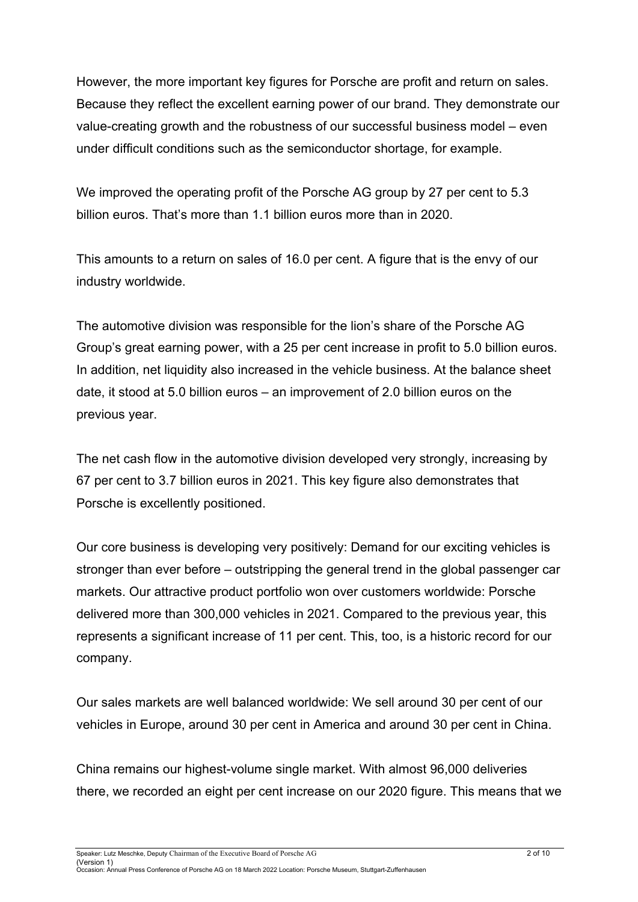However, the more important key figures for Porsche are profit and return on sales. Because they reflect the excellent earning power of our brand. They demonstrate our value-creating growth and the robustness of our successful business model – even under difficult conditions such as the semiconductor shortage, for example.

We improved the operating profit of the Porsche AG group by 27 per cent to 5.3 billion euros. That's more than 1.1 billion euros more than in 2020.

This amounts to a return on sales of 16.0 per cent. A figure that is the envy of our industry worldwide.

The automotive division was responsible for the lion's share of the Porsche AG Group's great earning power, with a 25 per cent increase in profit to 5.0 billion euros. In addition, net liquidity also increased in the vehicle business. At the balance sheet date, it stood at 5.0 billion euros – an improvement of 2.0 billion euros on the previous year.

The net cash flow in the automotive division developed very strongly, increasing by 67 per cent to 3.7 billion euros in 2021. This key figure also demonstrates that Porsche is excellently positioned.

Our core business is developing very positively: Demand for our exciting vehicles is stronger than ever before – outstripping the general trend in the global passenger car markets. Our attractive product portfolio won over customers worldwide: Porsche delivered more than 300,000 vehicles in 2021. Compared to the previous year, this represents a significant increase of 11 per cent. This, too, is a historic record for our company.

Our sales markets are well balanced worldwide: We sell around 30 per cent of our vehicles in Europe, around 30 per cent in America and around 30 per cent in China.

China remains our highest-volume single market. With almost 96,000 deliveries there, we recorded an eight per cent increase on our 2020 figure. This means that we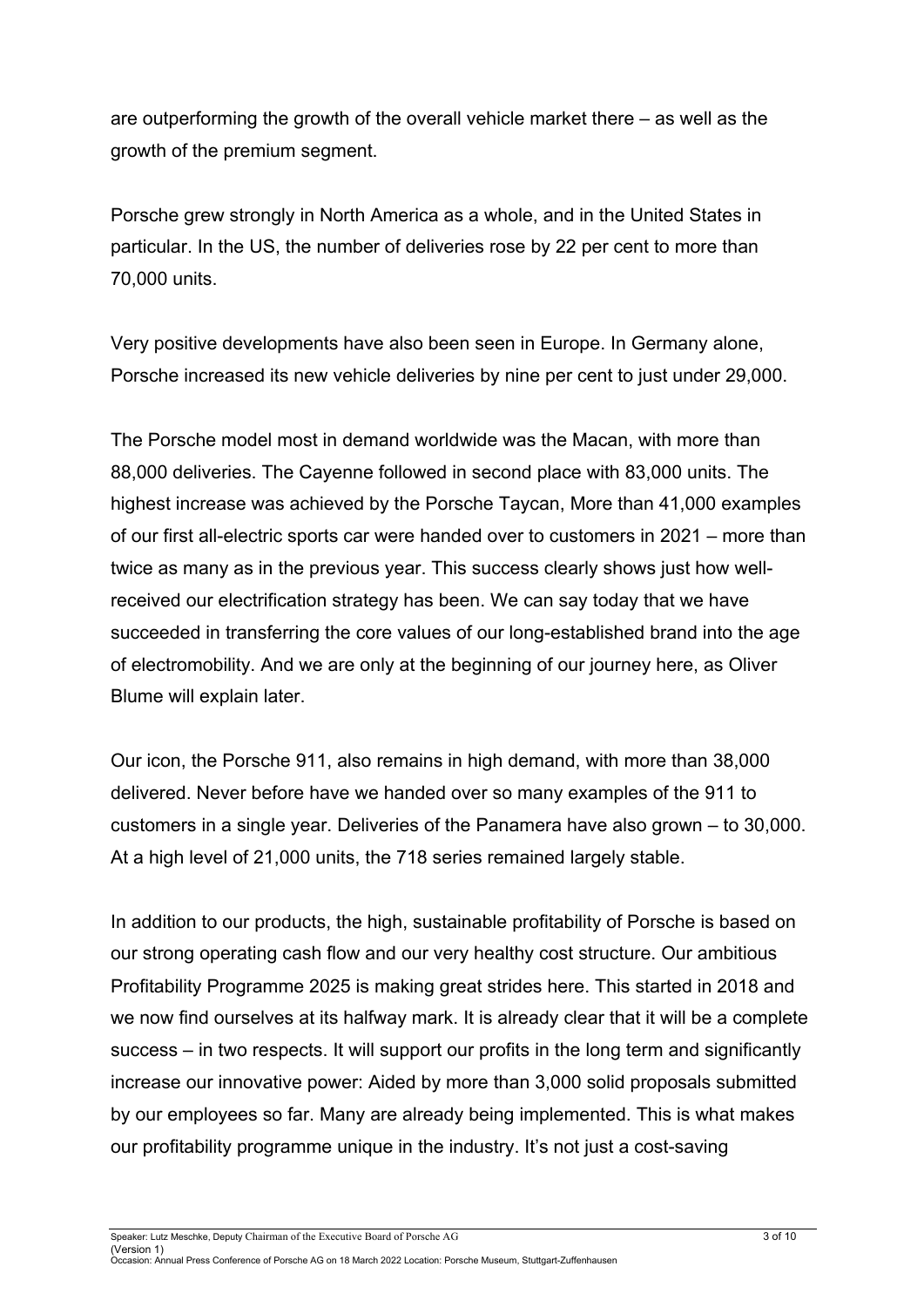are outperforming the growth of the overall vehicle market there – as well as the growth of the premium segment.

Porsche grew strongly in North America as a whole, and in the United States in particular. In the US, the number of deliveries rose by 22 per cent to more than 70,000 units.

Very positive developments have also been seen in Europe. In Germany alone, Porsche increased its new vehicle deliveries by nine per cent to just under 29,000.

The Porsche model most in demand worldwide was the Macan, with more than 88,000 deliveries. The Cayenne followed in second place with 83,000 units. The highest increase was achieved by the Porsche Taycan, More than 41,000 examples of our first all-electric sports car were handed over to customers in 2021 – more than twice as many as in the previous year. This success clearly shows just how well-received our electrification strategy has been. We can say today that we have succeeded in transferring the core values of our long-established brand into the age of electromobility. And we are only at the beginning of our journey here, as Oliver Blume will explain later.

Our icon, the Porsche 911, also remains in high demand, with more than 38,000 delivered. Never before have we handed over so many examples of the 911 to customers in a single year. Deliveries of the Panamera have also grown – to 30,000. At a high level of 21,000 units, the 718 series remained largely stable.

In addition to our products, the high, sustainable profitability of Porsche is based on our strong operating cash flow and our very healthy cost structure. Our ambitious Profitability Programme 2025 is making great strides here. This started in 2018 and we now find ourselves at its halfway mark. It is already clear that it will be a complete success – in two respects. It will support our profits in the long term and significantly increase our innovative power: Aided by more than 3,000 solid proposals submitted by our employees so far. Many are already being implemented. This is what makes our profitability programme unique in the industry. It's not just a cost-saving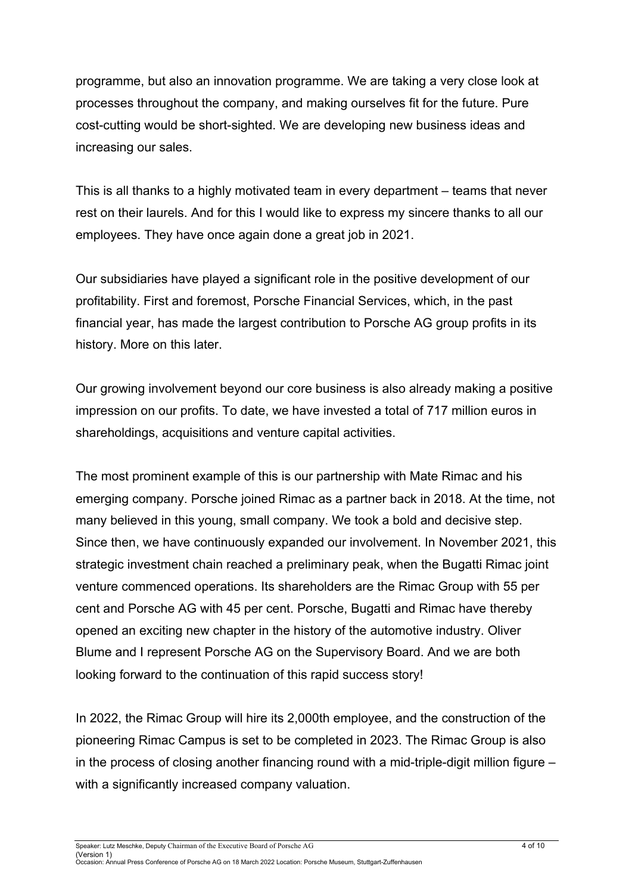programme, but also an innovation programme. We are taking a very close look at processes throughout the company, and making ourselves fit for the future. Pure cost-cutting would be short-sighted. We are developing new business ideas and increasing our sales.

This is all thanks to a highly motivated team in every department – teams that never rest on their laurels. And for this I would like to express my sincere thanks to all our employees. They have once again done a great job in 2021.

Our subsidiaries have played a significant role in the positive development of our profitability. First and foremost, Porsche Financial Services, which, in the past financial year, has made the largest contribution to Porsche AG group profits in its history. More on this later.

Our growing involvement beyond our core business is also already making a positive impression on our profits. To date, we have invested a total of 717 million euros in shareholdings, acquisitions and venture capital activities.

The most prominent example of this is our partnership with Mate Rimac and his emerging company. Porsche joined Rimac as a partner back in 2018. At the time, not many believed in this young, small company. We took a bold and decisive step. Since then, we have continuously expanded our involvement. In November 2021, this strategic investment chain reached a preliminary peak, when the Bugatti Rimac joint venture commenced operations. Its shareholders are the Rimac Group with 55 per cent and Porsche AG with 45 per cent. Porsche, Bugatti and Rimac have thereby opened an exciting new chapter in the history of the automotive industry. Oliver Blume and I represent Porsche AG on the Supervisory Board. And we are both looking forward to the continuation of this rapid success story!

In 2022, the Rimac Group will hire its 2,000th employee, and the construction of the pioneering Rimac Campus is set to be completed in 2023. The Rimac Group is also in the process of closing another financing round with a mid-triple-digit million figure – with a significantly increased company valuation.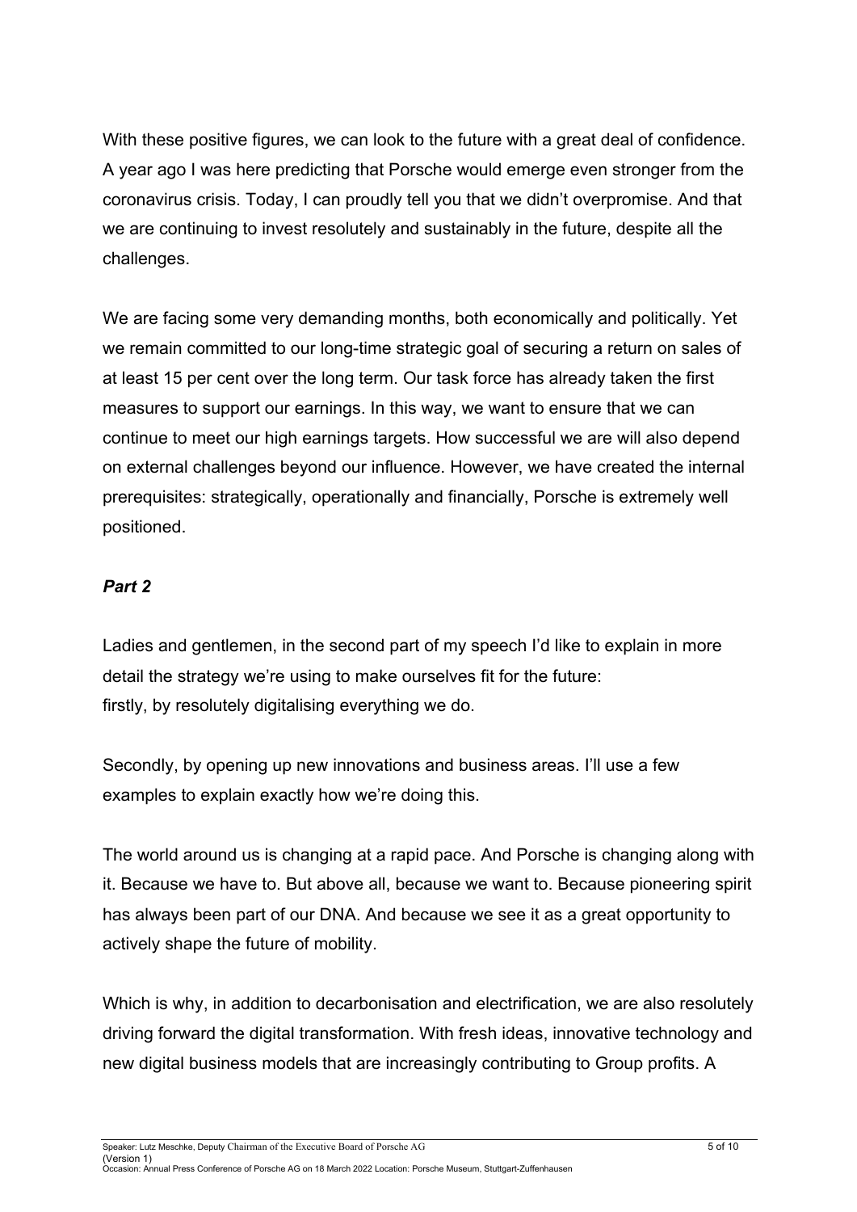With these positive figures, we can look to the future with a great deal of confidence. A year ago I was here predicting that Porsche would emerge even stronger from the coronavirus crisis. Today, I can proudly tell you that we didn't overpromise. And that we are continuing to invest resolutely and sustainably in the future, despite all the challenges.

We are facing some very demanding months, both economically and politically. Yet we remain committed to our long-time strategic goal of securing a return on sales of at least 15 per cent over the long term. Our task force has already taken the first measures to support our earnings. In this way, we want to ensure that we can continue to meet our high earnings targets. How successful we are will also depend on external challenges beyond our influence. However, we have created the internal prerequisites: strategically, operationally and financially, Porsche is extremely well positioned.

***Part 2***

Ladies and gentlemen, in the second part of my speech I'd like to explain in more detail the strategy we're using to make ourselves fit for the future:
firstly, by resolutely digitalising everything we do.

Secondly, by opening up new innovations and business areas. I'll use a few examples to explain exactly how we're doing this.

The world around us is changing at a rapid pace. And Porsche is changing along with it. Because we have to. But above all, because we want to. Because pioneering spirit has always been part of our DNA. And because we see it as a great opportunity to actively shape the future of mobility.

Which is why, in addition to decarbonisation and electrification, we are also resolutely driving forward the digital transformation. With fresh ideas, innovative technology and new digital business models that are increasingly contributing to Group profits. A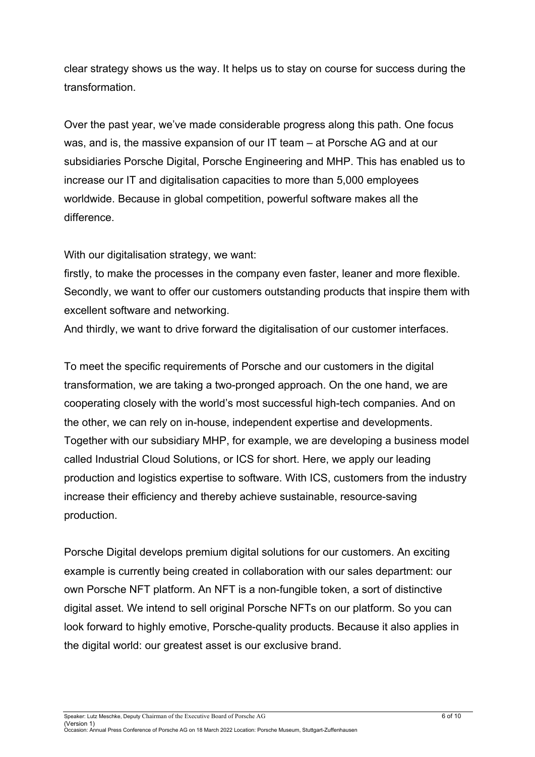clear strategy shows us the way. It helps us to stay on course for success during the transformation.

Over the past year, we've made considerable progress along this path. One focus was, and is, the massive expansion of our IT team – at Porsche AG and at our subsidiaries Porsche Digital, Porsche Engineering and MHP. This has enabled us to increase our IT and digitalisation capacities to more than 5,000 employees worldwide. Because in global competition, powerful software makes all the difference.

With our digitalisation strategy, we want:
firstly, to make the processes in the company even faster, leaner and more flexible.
Secondly, we want to offer our customers outstanding products that inspire them with excellent software and networking.
And thirdly, we want to drive forward the digitalisation of our customer interfaces.

To meet the specific requirements of Porsche and our customers in the digital transformation, we are taking a two-pronged approach. On the one hand, we are cooperating closely with the world's most successful high-tech companies. And on the other, we can rely on in-house, independent expertise and developments. Together with our subsidiary MHP, for example, we are developing a business model called Industrial Cloud Solutions, or ICS for short. Here, we apply our leading production and logistics expertise to software. With ICS, customers from the industry increase their efficiency and thereby achieve sustainable, resource-saving production.

Porsche Digital develops premium digital solutions for our customers. An exciting example is currently being created in collaboration with our sales department: our own Porsche NFT platform. An NFT is a non-fungible token, a sort of distinctive digital asset. We intend to sell original Porsche NFTs on our platform. So you can look forward to highly emotive, Porsche-quality products. Because it also applies in the digital world: our greatest asset is our exclusive brand.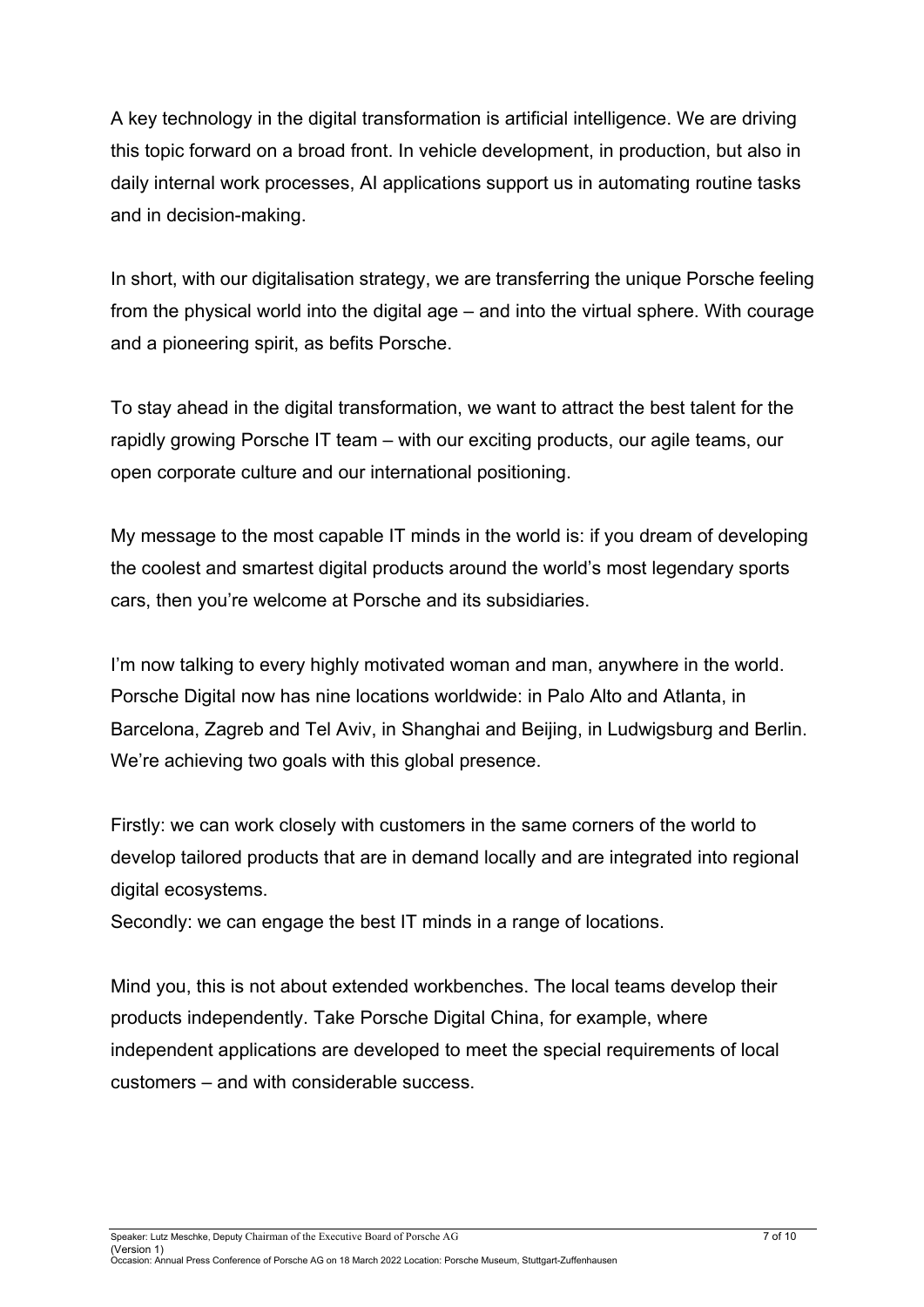A key technology in the digital transformation is artificial intelligence. We are driving this topic forward on a broad front. In vehicle development, in production, but also in daily internal work processes, AI applications support us in automating routine tasks and in decision-making.

In short, with our digitalisation strategy, we are transferring the unique Porsche feeling from the physical world into the digital age – and into the virtual sphere. With courage and a pioneering spirit, as befits Porsche.

To stay ahead in the digital transformation, we want to attract the best talent for the rapidly growing Porsche IT team – with our exciting products, our agile teams, our open corporate culture and our international positioning.

My message to the most capable IT minds in the world is: if you dream of developing the coolest and smartest digital products around the world's most legendary sports cars, then you're welcome at Porsche and its subsidiaries.

I'm now talking to every highly motivated woman and man, anywhere in the world. Porsche Digital now has nine locations worldwide: in Palo Alto and Atlanta, in Barcelona, Zagreb and Tel Aviv, in Shanghai and Beijing, in Ludwigsburg and Berlin. We're achieving two goals with this global presence.

Firstly: we can work closely with customers in the same corners of the world to develop tailored products that are in demand locally and are integrated into regional digital ecosystems.
Secondly: we can engage the best IT minds in a range of locations.

Mind you, this is not about extended workbenches. The local teams develop their products independently. Take Porsche Digital China, for example, where independent applications are developed to meet the special requirements of local customers – and with considerable success.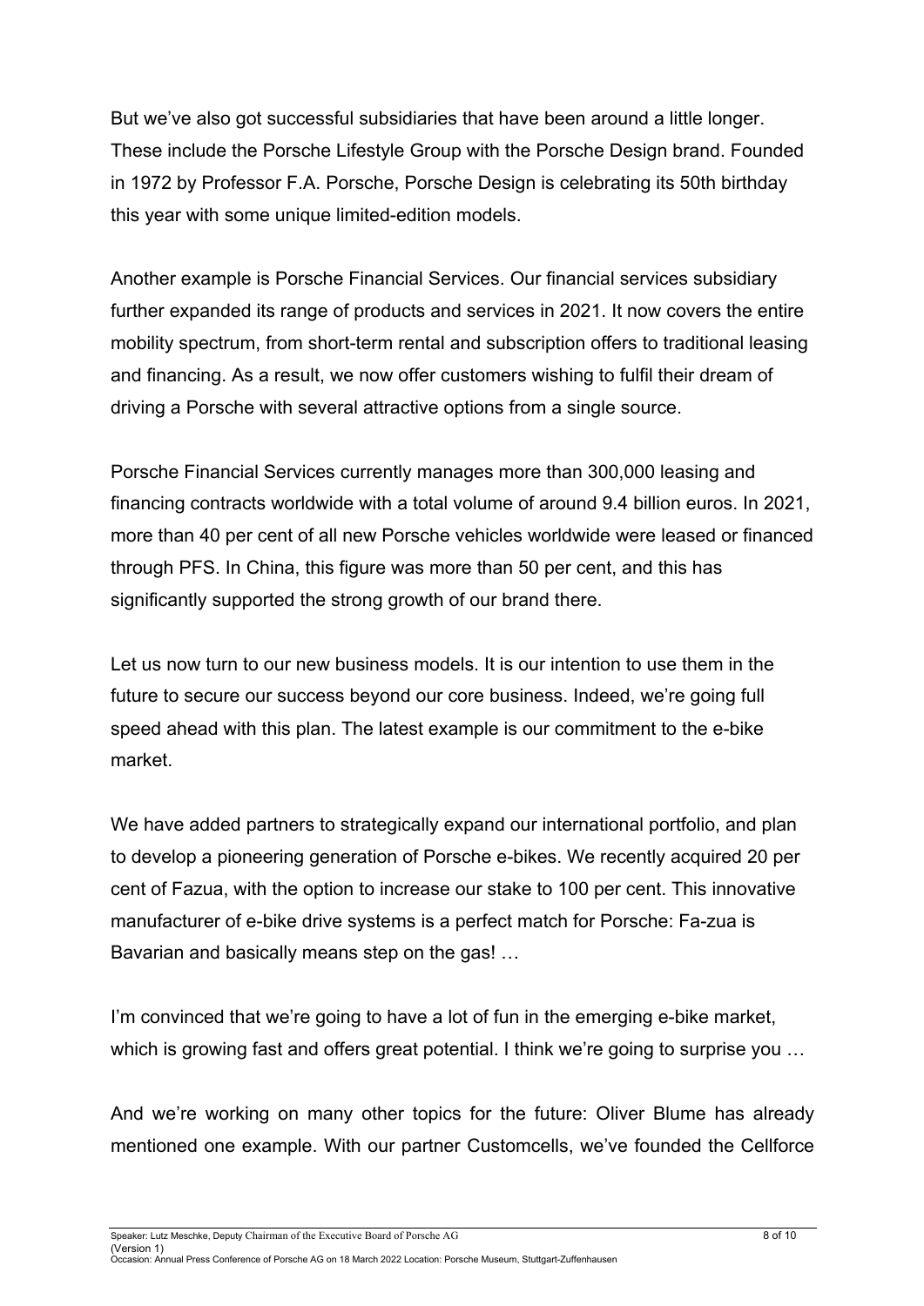But we've also got successful subsidiaries that have been around a little longer. These include the Porsche Lifestyle Group with the Porsche Design brand. Founded in 1972 by Professor F.A. Porsche, Porsche Design is celebrating its 50th birthday this year with some unique limited-edition models.

Another example is Porsche Financial Services. Our financial services subsidiary further expanded its range of products and services in 2021. It now covers the entire mobility spectrum, from short-term rental and subscription offers to traditional leasing and financing. As a result, we now offer customers wishing to fulfil their dream of driving a Porsche with several attractive options from a single source.

Porsche Financial Services currently manages more than 300,000 leasing and financing contracts worldwide with a total volume of around 9.4 billion euros. In 2021, more than 40 per cent of all new Porsche vehicles worldwide were leased or financed through PFS. In China, this figure was more than 50 per cent, and this has significantly supported the strong growth of our brand there.

Let us now turn to our new business models. It is our intention to use them in the future to secure our success beyond our core business. Indeed, we're going full speed ahead with this plan. The latest example is our commitment to the e-bike market.

We have added partners to strategically expand our international portfolio, and plan to develop a pioneering generation of Porsche e-bikes. We recently acquired 20 per cent of Fazua, with the option to increase our stake to 100 per cent. This innovative manufacturer of e-bike drive systems is a perfect match for Porsche: Fa-zua is Bavarian and basically means step on the gas! …

I'm convinced that we're going to have a lot of fun in the emerging e-bike market, which is growing fast and offers great potential. I think we're going to surprise you …

And we're working on many other topics for the future: Oliver Blume has already mentioned one example. With our partner Customcells, we've founded the Cellforce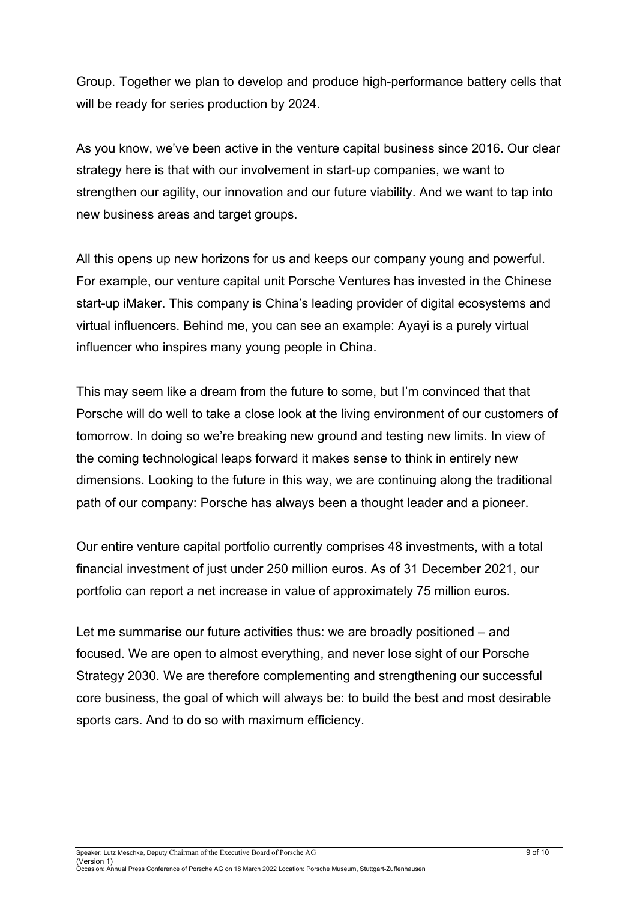Group. Together we plan to develop and produce high-performance battery cells that will be ready for series production by 2024.

As you know, we've been active in the venture capital business since 2016. Our clear strategy here is that with our involvement in start-up companies, we want to strengthen our agility, our innovation and our future viability. And we want to tap into new business areas and target groups.

All this opens up new horizons for us and keeps our company young and powerful. For example, our venture capital unit Porsche Ventures has invested in the Chinese start-up iMaker. This company is China's leading provider of digital ecosystems and virtual influencers. Behind me, you can see an example: Ayayi is a purely virtual influencer who inspires many young people in China.

This may seem like a dream from the future to some, but I'm convinced that that Porsche will do well to take a close look at the living environment of our customers of tomorrow. In doing so we're breaking new ground and testing new limits. In view of the coming technological leaps forward it makes sense to think in entirely new dimensions. Looking to the future in this way, we are continuing along the traditional path of our company: Porsche has always been a thought leader and a pioneer.

Our entire venture capital portfolio currently comprises 48 investments, with a total financial investment of just under 250 million euros. As of 31 December 2021, our portfolio can report a net increase in value of approximately 75 million euros.

Let me summarise our future activities thus: we are broadly positioned – and focused. We are open to almost everything, and never lose sight of our Porsche Strategy 2030. We are therefore complementing and strengthening our successful core business, the goal of which will always be: to build the best and most desirable sports cars. And to do so with maximum efficiency.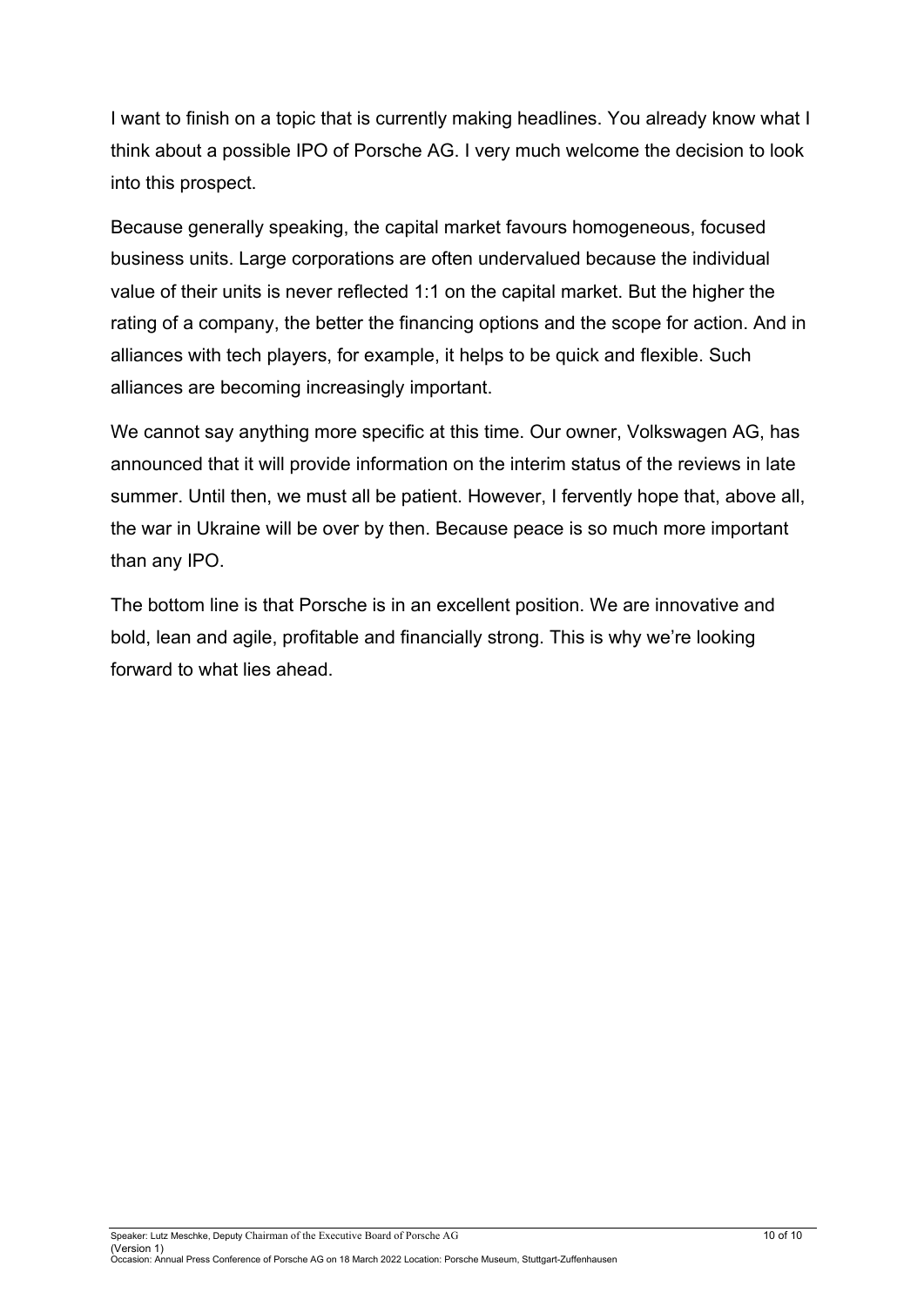I want to finish on a topic that is currently making headlines. You already know what I think about a possible IPO of Porsche AG. I very much welcome the decision to look into this prospect.

Because generally speaking, the capital market favours homogeneous, focused business units. Large corporations are often undervalued because the individual value of their units is never reflected 1:1 on the capital market. But the higher the rating of a company, the better the financing options and the scope for action. And in alliances with tech players, for example, it helps to be quick and flexible. Such alliances are becoming increasingly important.

We cannot say anything more specific at this time. Our owner, Volkswagen AG, has announced that it will provide information on the interim status of the reviews in late summer. Until then, we must all be patient. However, I fervently hope that, above all, the war in Ukraine will be over by then. Because peace is so much more important than any IPO.

The bottom line is that Porsche is in an excellent position. We are innovative and bold, lean and agile, profitable and financially strong. This is why we're looking forward to what lies ahead.